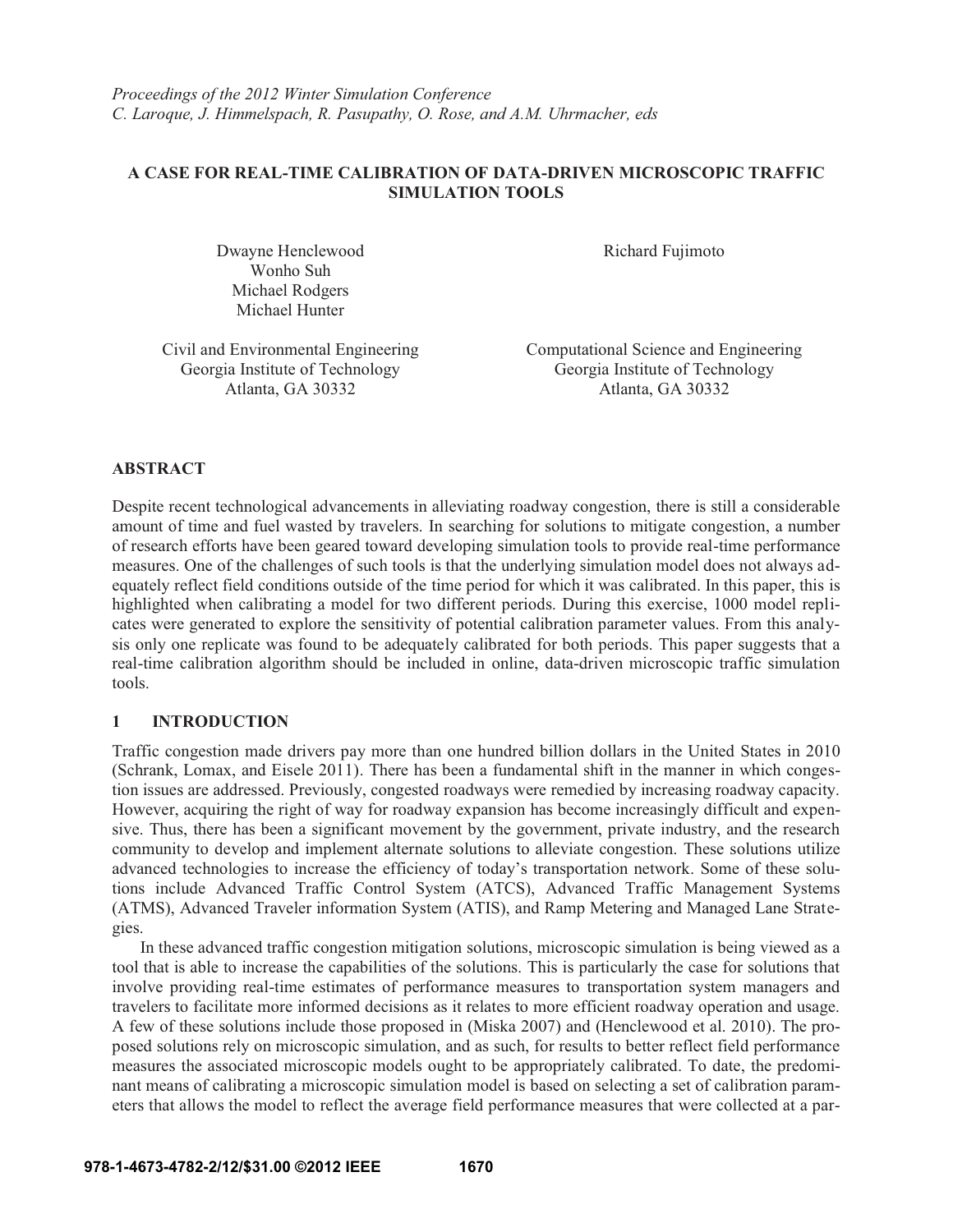*Proceedings of the 2012 Winter Simulation Conference*
*C. Laroque, J. Himmelspach, R. Pasupathy, O. Rose, and A.M. Uhrmacher, eds*

# A CASE FOR REAL-TIME CALIBRATION OF DATA-DRIVEN MICROSCOPIC TRAFFIC SIMULATION TOOLS

Dwayne Henclewood
Wonho Suh
Michael Rodgers
Michael Hunter

Civil and Environmental Engineering
Georgia Institute of Technology
Atlanta, GA 30332

Richard Fujimoto

Computational Science and Engineering
Georgia Institute of Technology
Atlanta, GA 30332

## ABSTRACT

Despite recent technological advancements in alleviating roadway congestion, there is still a considerable amount of time and fuel wasted by travelers. In searching for solutions to mitigate congestion, a number of research efforts have been geared toward developing simulation tools to provide real-time performance measures. One of the challenges of such tools is that the underlying simulation model does not always adequately reflect field conditions outside of the time period for which it was calibrated. In this paper, this is highlighted when calibrating a model for two different periods. During this exercise, 1000 model replicates were generated to explore the sensitivity of potential calibration parameter values. From this analysis only one replicate was found to be adequately calibrated for both periods. This paper suggests that a real-time calibration algorithm should be included in online, data-driven microscopic traffic simulation tools.

## 1 INTRODUCTION

Traffic congestion made drivers pay more than one hundred billion dollars in the United States in 2010 (Schrank, Lomax, and Eisele 2011). There has been a fundamental shift in the manner in which congestion issues are addressed. Previously, congested roadways were remedied by increasing roadway capacity. However, acquiring the right of way for roadway expansion has become increasingly difficult and expensive. Thus, there has been a significant movement by the government, private industry, and the research community to develop and implement alternate solutions to alleviate congestion. These solutions utilize advanced technologies to increase the efficiency of today's transportation network. Some of these solutions include Advanced Traffic Control System (ATCS), Advanced Traffic Management Systems (ATMS), Advanced Traveler information System (ATIS), and Ramp Metering and Managed Lane Strategies.

In these advanced traffic congestion mitigation solutions, microscopic simulation is being viewed as a tool that is able to increase the capabilities of the solutions. This is particularly the case for solutions that involve providing real-time estimates of performance measures to transportation system managers and travelers to facilitate more informed decisions as it relates to more efficient roadway operation and usage. A few of these solutions include those proposed in (Miska 2007) and (Henclewood et al. 2010). The proposed solutions rely on microscopic simulation, and as such, for results to better reflect field performance measures the associated microscopic models ought to be appropriately calibrated. To date, the predominant means of calibrating a microscopic simulation model is based on selecting a set of calibration parameters that allows the model to reflect the average field performance measures that were collected at a par-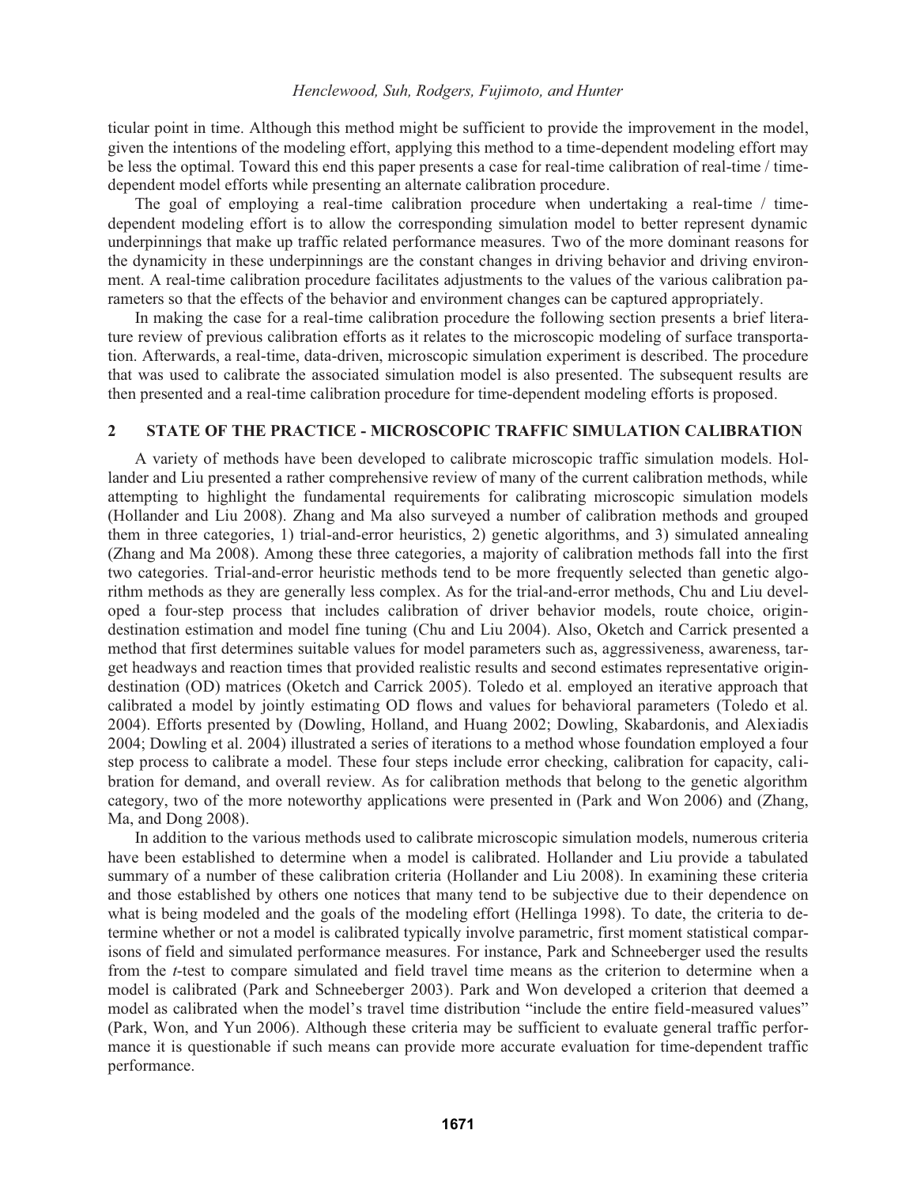ticular point in time. Although this method might be sufficient to provide the improvement in the model, given the intentions of the modeling effort, applying this method to a time-dependent modeling effort may be less the optimal. Toward this end this paper presents a case for real-time calibration of real-time / time-dependent model efforts while presenting an alternate calibration procedure.

The goal of employing a real-time calibration procedure when undertaking a real-time / time-dependent modeling effort is to allow the corresponding simulation model to better represent dynamic underpinnings that make up traffic related performance measures. Two of the more dominant reasons for the dynamicity in these underpinnings are the constant changes in driving behavior and driving environment. A real-time calibration procedure facilitates adjustments to the values of the various calibration parameters so that the effects of the behavior and environment changes can be captured appropriately.

In making the case for a real-time calibration procedure the following section presents a brief literature review of previous calibration efforts as it relates to the microscopic modeling of surface transportation. Afterwards, a real-time, data-driven, microscopic simulation experiment is described. The procedure that was used to calibrate the associated simulation model is also presented. The subsequent results are then presented and a real-time calibration procedure for time-dependent modeling efforts is proposed.

## 2 STATE OF THE PRACTICE - MICROSCOPIC TRAFFIC SIMULATION CALIBRATION

A variety of methods have been developed to calibrate microscopic traffic simulation models. Hollander and Liu presented a rather comprehensive review of many of the current calibration methods, while attempting to highlight the fundamental requirements for calibrating microscopic simulation models (Hollander and Liu 2008). Zhang and Ma also surveyed a number of calibration methods and grouped them in three categories, 1) trial-and-error heuristics, 2) genetic algorithms, and 3) simulated annealing (Zhang and Ma 2008). Among these three categories, a majority of calibration methods fall into the first two categories. Trial-and-error heuristic methods tend to be more frequently selected than genetic algorithm methods as they are generally less complex. As for the trial-and-error methods, Chu and Liu developed a four-step process that includes calibration of driver behavior models, route choice, origin-destination estimation and model fine tuning (Chu and Liu 2004). Also, Oketch and Carrick presented a method that first determines suitable values for model parameters such as, aggressiveness, awareness, target headways and reaction times that provided realistic results and second estimates representative origin-destination (OD) matrices (Oketch and Carrick 2005). Toledo et al. employed an iterative approach that calibrated a model by jointly estimating OD flows and values for behavioral parameters (Toledo et al. 2004). Efforts presented by (Dowling, Holland, and Huang 2002; Dowling, Skabardonis, and Alexiadis 2004; Dowling et al. 2004) illustrated a series of iterations to a method whose foundation employed a four step process to calibrate a model. These four steps include error checking, calibration for capacity, calibration for demand, and overall review. As for calibration methods that belong to the genetic algorithm category, two of the more noteworthy applications were presented in (Park and Won 2006) and (Zhang, Ma, and Dong 2008).

In addition to the various methods used to calibrate microscopic simulation models, numerous criteria have been established to determine when a model is calibrated. Hollander and Liu provide a tabulated summary of a number of these calibration criteria (Hollander and Liu 2008). In examining these criteria and those established by others one notices that many tend to be subjective due to their dependence on what is being modeled and the goals of the modeling effort (Hellinga 1998). To date, the criteria to determine whether or not a model is calibrated typically involve parametric, first moment statistical comparisons of field and simulated performance measures. For instance, Park and Schneeberger used the results from the *t*-test to compare simulated and field travel time means as the criterion to determine when a model is calibrated (Park and Schneeberger 2003). Park and Won developed a criterion that deemed a model as calibrated when the model's travel time distribution "include the entire field-measured values" (Park, Won, and Yun 2006). Although these criteria may be sufficient to evaluate general traffic performance it is questionable if such means can provide more accurate evaluation for time-dependent traffic performance.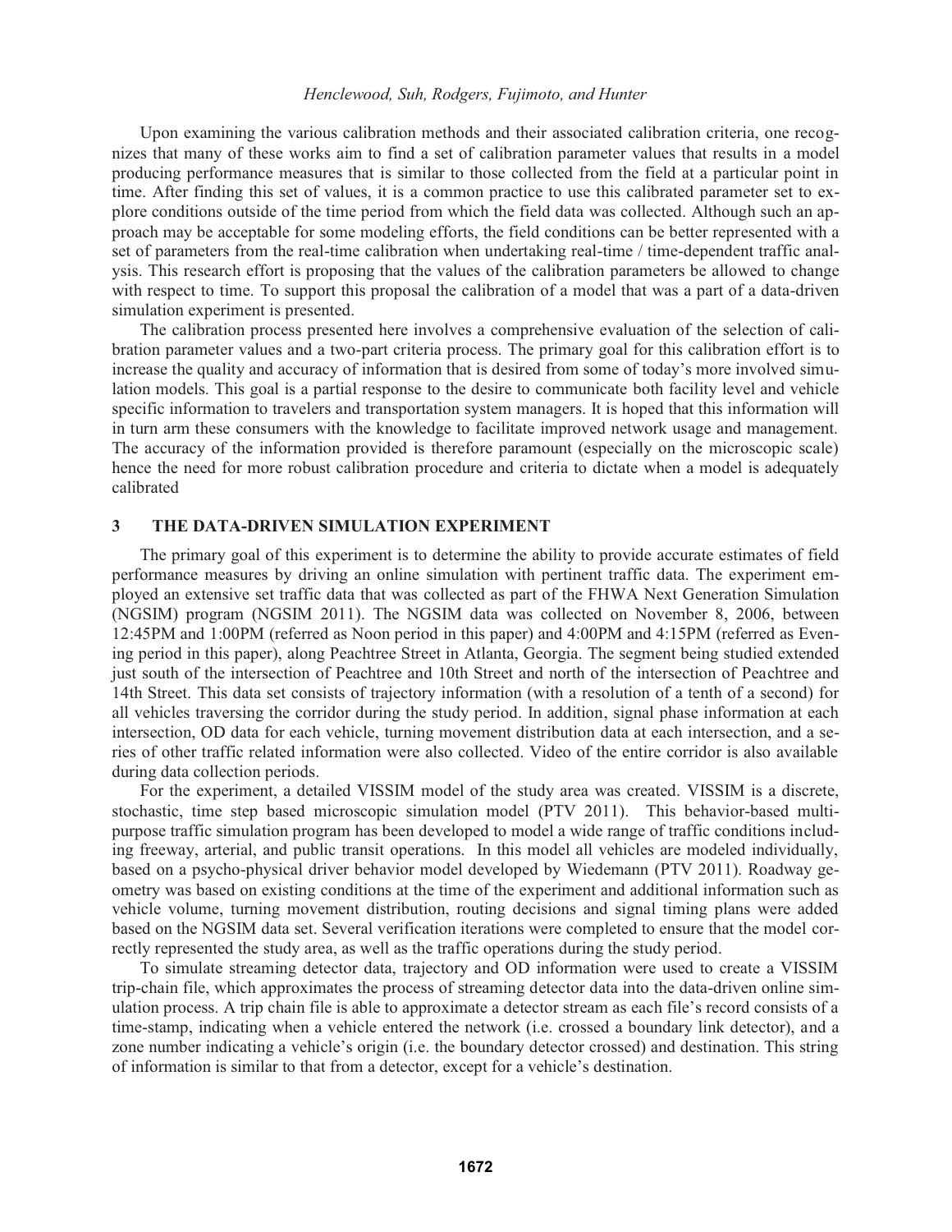Upon examining the various calibration methods and their associated calibration criteria, one recognizes that many of these works aim to find a set of calibration parameter values that results in a model producing performance measures that is similar to those collected from the field at a particular point in time. After finding this set of values, it is a common practice to use this calibrated parameter set to explore conditions outside of the time period from which the field data was collected. Although such an approach may be acceptable for some modeling efforts, the field conditions can be better represented with a set of parameters from the real-time calibration when undertaking real-time / time-dependent traffic analysis. This research effort is proposing that the values of the calibration parameters be allowed to change with respect to time. To support this proposal the calibration of a model that was a part of a data-driven simulation experiment is presented.

The calibration process presented here involves a comprehensive evaluation of the selection of calibration parameter values and a two-part criteria process. The primary goal for this calibration effort is to increase the quality and accuracy of information that is desired from some of today's more involved simulation models. This goal is a partial response to the desire to communicate both facility level and vehicle specific information to travelers and transportation system managers. It is hoped that this information will in turn arm these consumers with the knowledge to facilitate improved network usage and management. The accuracy of the information provided is therefore paramount (especially on the microscopic scale) hence the need for more robust calibration procedure and criteria to dictate when a model is adequately calibrated

## 3 THE DATA-DRIVEN SIMULATION EXPERIMENT

The primary goal of this experiment is to determine the ability to provide accurate estimates of field performance measures by driving an online simulation with pertinent traffic data. The experiment employed an extensive set traffic data that was collected as part of the FHWA Next Generation Simulation (NGSIM) program (NGSIM 2011). The NGSIM data was collected on November 8, 2006, between 12:45PM and 1:00PM (referred as Noon period in this paper) and 4:00PM and 4:15PM (referred as Evening period in this paper), along Peachtree Street in Atlanta, Georgia. The segment being studied extended just south of the intersection of Peachtree and 10th Street and north of the intersection of Peachtree and 14th Street. This data set consists of trajectory information (with a resolution of a tenth of a second) for all vehicles traversing the corridor during the study period. In addition, signal phase information at each intersection, OD data for each vehicle, turning movement distribution data at each intersection, and a series of other traffic related information were also collected. Video of the entire corridor is also available during data collection periods.

For the experiment, a detailed VISSIM model of the study area was created. VISSIM is a discrete, stochastic, time step based microscopic simulation model (PTV 2011). This behavior-based multipurpose traffic simulation program has been developed to model a wide range of traffic conditions including freeway, arterial, and public transit operations. In this model all vehicles are modeled individually, based on a psycho-physical driver behavior model developed by Wiedemann (PTV 2011). Roadway geometry was based on existing conditions at the time of the experiment and additional information such as vehicle volume, turning movement distribution, routing decisions and signal timing plans were added based on the NGSIM data set. Several verification iterations were completed to ensure that the model correctly represented the study area, as well as the traffic operations during the study period.

To simulate streaming detector data, trajectory and OD information were used to create a VISSIM trip-chain file, which approximates the process of streaming detector data into the data-driven online simulation process. A trip chain file is able to approximate a detector stream as each file's record consists of a time-stamp, indicating when a vehicle entered the network (i.e. crossed a boundary link detector), and a zone number indicating a vehicle's origin (i.e. the boundary detector crossed) and destination. This string of information is similar to that from a detector, except for a vehicle's destination.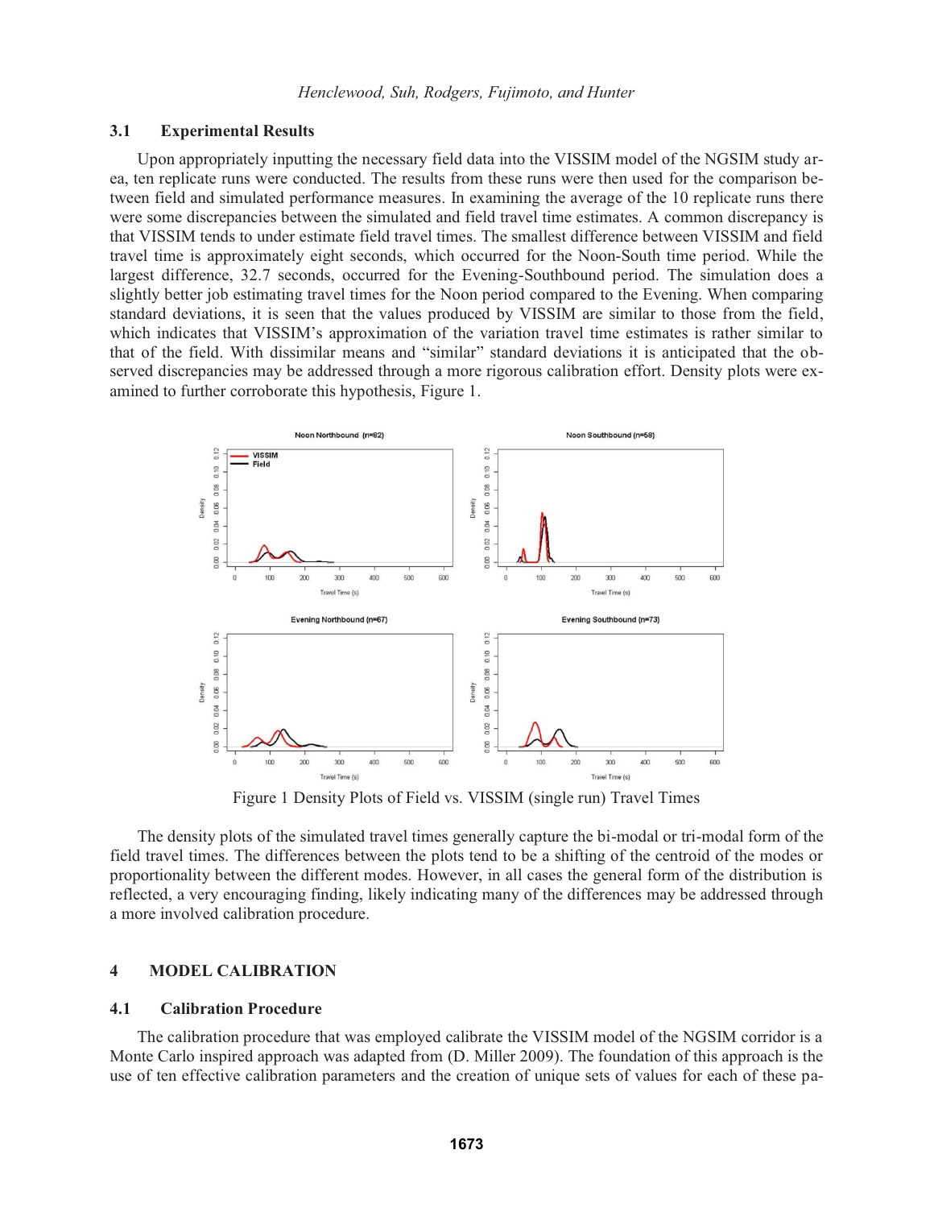### 3.1 Experimental Results

Upon appropriately inputting the necessary field data into the VISSIM model of the NGSIM study area, ten replicate runs were conducted. The results from these runs were then used for the comparison between field and simulated performance measures. In examining the average of the 10 replicate runs there were some discrepancies between the simulated and field travel time estimates. A common discrepancy is that VISSIM tends to under estimate field travel times. The smallest difference between VISSIM and field travel time is approximately eight seconds, which occurred for the Noon-South time period. While the largest difference, 32.7 seconds, occurred for the Evening-Southbound period. The simulation does a slightly better job estimating travel times for the Noon period compared to the Evening. When comparing standard deviations, it is seen that the values produced by VISSIM are similar to those from the field, which indicates that VISSIM's approximation of the variation travel time estimates is rather similar to that of the field. With dissimilar means and "similar" standard deviations it is anticipated that the observed discrepancies may be addressed through a more rigorous calibration effort. Density plots were examined to further corroborate this hypothesis, Figure 1.

Figure 1 Density Plots of Field vs. VISSIM (single run) Travel Times

The density plots of the simulated travel times generally capture the bi-modal or tri-modal form of the field travel times. The differences between the plots tend to be a shifting of the centroid of the modes or proportionality between the different modes. However, in all cases the general form of the distribution is reflected, a very encouraging finding, likely indicating many of the differences may be addressed through a more involved calibration procedure.

## 4 MODEL CALIBRATION

### 4.1 Calibration Procedure

The calibration procedure that was employed calibrate the VISSIM model of the NGSIM corridor is a Monte Carlo inspired approach was adapted from (D. Miller 2009). The foundation of this approach is the use of ten effective calibration parameters and the creation of unique sets of values for each of these pa-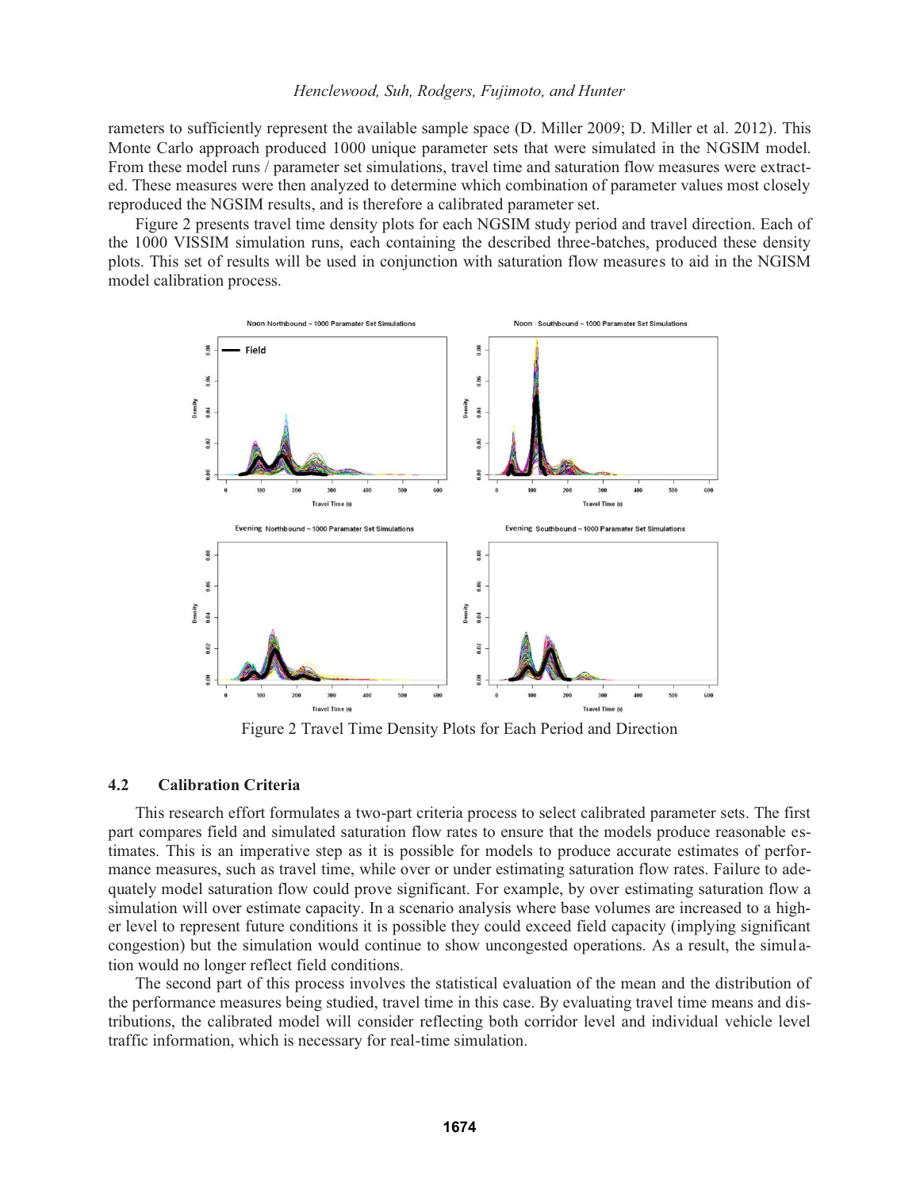rameters to sufficiently represent the available sample space (D. Miller 2009; D. Miller et al. 2012). This Monte Carlo approach produced 1000 unique parameter sets that were simulated in the NGSIM model. From these model runs / parameter set simulations, travel time and saturation flow measures were extracted. These measures were then analyzed to determine which combination of parameter values most closely reproduced the NGSIM results, and is therefore a calibrated parameter set.

Figure 2 presents travel time density plots for each NGSIM study period and travel direction. Each of the 1000 VISSIM simulation runs, each containing the described three-batches, produced these density plots. This set of results will be used in conjunction with saturation flow measures to aid in the NGISM model calibration process.

Figure 2 Travel Time Density Plots for Each Period and Direction

### 4.2 Calibration Criteria

This research effort formulates a two-part criteria process to select calibrated parameter sets. The first part compares field and simulated saturation flow rates to ensure that the models produce reasonable estimates. This is an imperative step as it is possible for models to produce accurate estimates of performance measures, such as travel time, while over or under estimating saturation flow rates. Failure to adequately model saturation flow could prove significant. For example, by over estimating saturation flow a simulation will over estimate capacity. In a scenario analysis where base volumes are increased to a higher level to represent future conditions it is possible they could exceed field capacity (implying significant congestion) but the simulation would continue to show uncongested operations. As a result, the simulation would no longer reflect field conditions.

The second part of this process involves the statistical evaluation of the mean and the distribution of the performance measures being studied, travel time in this case. By evaluating travel time means and distributions, the calibrated model will consider reflecting both corridor level and individual vehicle level traffic information, which is necessary for real-time simulation.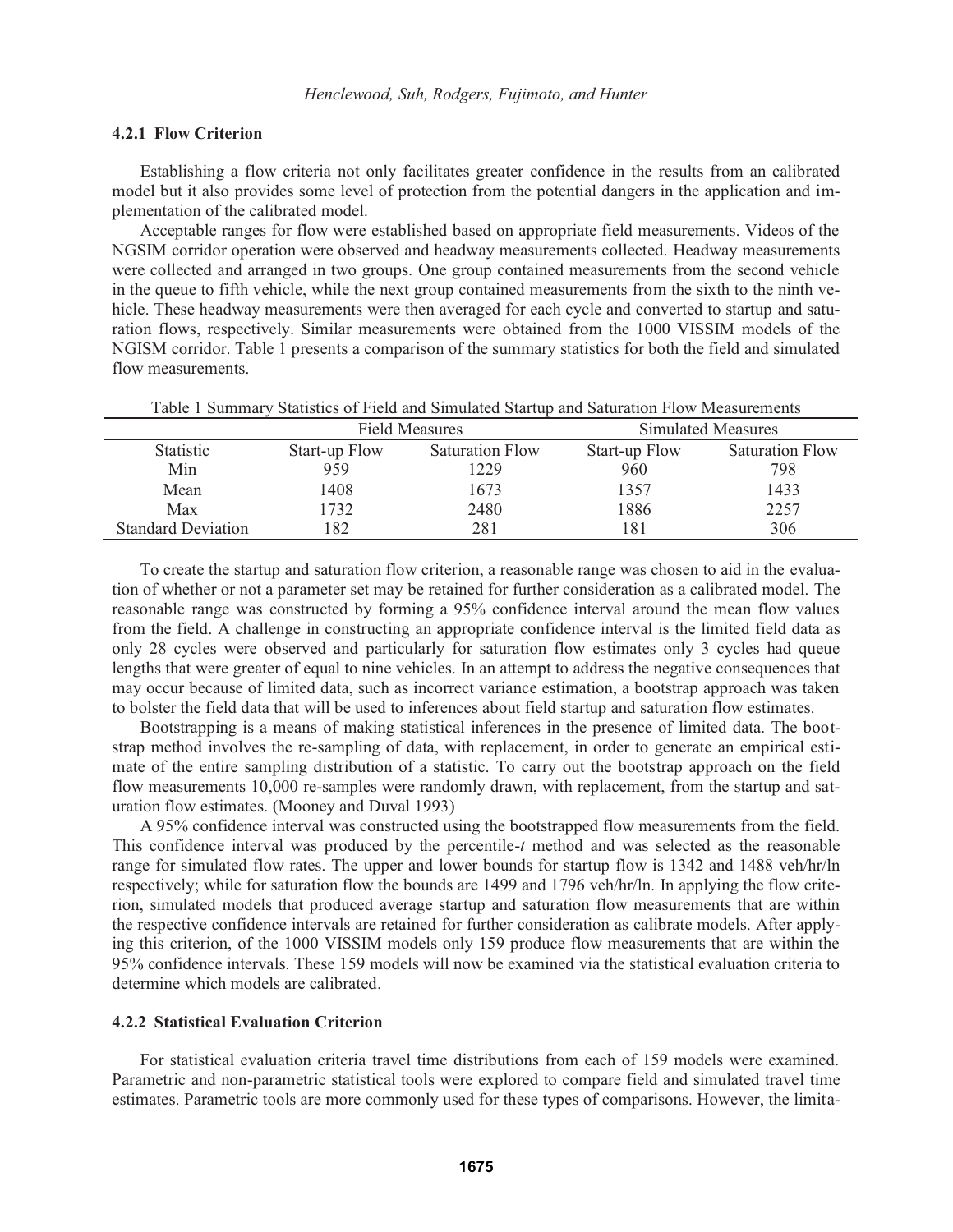### 4.2.1 Flow Criterion

Establishing a flow criteria not only facilitates greater confidence in the results from an calibrated model but it also provides some level of protection from the potential dangers in the application and implementation of the calibrated model.

Acceptable ranges for flow were established based on appropriate field measurements. Videos of the NGSIM corridor operation were observed and headway measurements collected. Headway measurements were collected and arranged in two groups. One group contained measurements from the second vehicle in the queue to fifth vehicle, while the next group contained measurements from the sixth to the ninth vehicle. These headway measurements were then averaged for each cycle and converted to startup and saturation flows, respectively. Similar measurements were obtained from the 1000 VISSIM models of the NGISM corridor. Table 1 presents a comparison of the summary statistics for both the field and simulated flow measurements.

Table 1 Summary Statistics of Field and Simulated Startup and Saturation Flow Measurements

| | Field Measures | | Simulated Measures | |
|---|---|---|---|---|
| Statistic | Start-up Flow | Saturation Flow | Start-up Flow | Saturation Flow |
| Min | 959 | 1229 | 960 | 798 |
| Mean | 1408 | 1673 | 1357 | 1433 |
| Max | 1732 | 2480 | 1886 | 2257 |
| Standard Deviation | 182 | 281 | 181 | 306 |

To create the startup and saturation flow criterion, a reasonable range was chosen to aid in the evaluation of whether or not a parameter set may be retained for further consideration as a calibrated model. The reasonable range was constructed by forming a 95% confidence interval around the mean flow values from the field. A challenge in constructing an appropriate confidence interval is the limited field data as only 28 cycles were observed and particularly for saturation flow estimates only 3 cycles had queue lengths that were greater of equal to nine vehicles. In an attempt to address the negative consequences that may occur because of limited data, such as incorrect variance estimation, a bootstrap approach was taken to bolster the field data that will be used to inferences about field startup and saturation flow estimates.

Bootstrapping is a means of making statistical inferences in the presence of limited data. The bootstrap method involves the re-sampling of data, with replacement, in order to generate an empirical estimate of the entire sampling distribution of a statistic. To carry out the bootstrap approach on the field flow measurements 10,000 re-samples were randomly drawn, with replacement, from the startup and saturation flow estimates. (Mooney and Duval 1993)

A 95% confidence interval was constructed using the bootstrapped flow measurements from the field. This confidence interval was produced by the percentile-*t* method and was selected as the reasonable range for simulated flow rates. The upper and lower bounds for startup flow is 1342 and 1488 veh/hr/ln respectively; while for saturation flow the bounds are 1499 and 1796 veh/hr/ln. In applying the flow criterion, simulated models that produced average startup and saturation flow measurements that are within the respective confidence intervals are retained for further consideration as calibrate models. After applying this criterion, of the 1000 VISSIM models only 159 produce flow measurements that are within the 95% confidence intervals. These 159 models will now be examined via the statistical evaluation criteria to determine which models are calibrated.

### 4.2.2 Statistical Evaluation Criterion

For statistical evaluation criteria travel time distributions from each of 159 models were examined. Parametric and non-parametric statistical tools were explored to compare field and simulated travel time estimates. Parametric tools are more commonly used for these types of comparisons. However, the limita-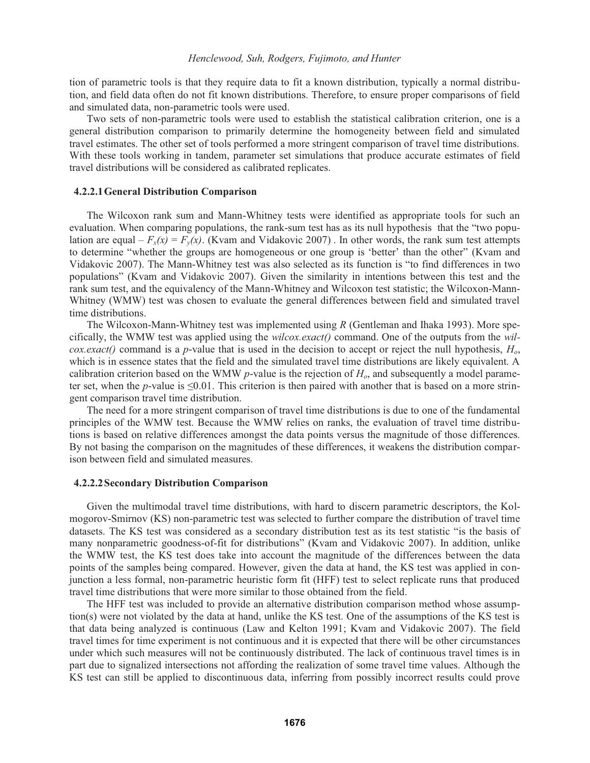tion of parametric tools is that they require data to fit a known distribution, typically a normal distribution, and field data often do not fit known distributions. Therefore, to ensure proper comparisons of field and simulated data, non-parametric tools were used.

Two sets of non-parametric tools were used to establish the statistical calibration criterion, one is a general distribution comparison to primarily determine the homogeneity between field and simulated travel estimates. The other set of tools performed a more stringent comparison of travel time distributions. With these tools working in tandem, parameter set simulations that produce accurate estimates of field travel distributions will be considered as calibrated replicates.

#### 4.2.2.1 General Distribution Comparison

The Wilcoxon rank sum and Mann-Whitney tests were identified as appropriate tools for such an evaluation. When comparing populations, the rank-sum test has as its null hypothesis that the "two population are equal – $F_x(x) = F_y(x)$. (Kvam and Vidakovic 2007) . In other words, the rank sum test attempts to determine "whether the groups are homogeneous or one group is 'better' than the other" (Kvam and Vidakovic 2007). The Mann-Whitney test was also selected as its function is "to find differences in two populations" (Kvam and Vidakovic 2007). Given the similarity in intentions between this test and the rank sum test, and the equivalency of the Mann-Whitney and Wilcoxon test statistic; the Wilcoxon-Mann-Whitney (WMW) test was chosen to evaluate the general differences between field and simulated travel time distributions.

The Wilcoxon-Mann-Whitney test was implemented using *R* (Gentleman and Ihaka 1993). More specifically, the WMW test was applied using the *wilcox.exact()* command. One of the outputs from the *wilcox.exact()* command is a *p*-value that is used in the decision to accept or reject the null hypothesis, $H_o$, which is in essence states that the field and the simulated travel time distributions are likely equivalent. A calibration criterion based on the WMW *p*-value is the rejection of $H_o$, and subsequently a model parameter set, when the *p*-value is $\leq 0.01$. This criterion is then paired with another that is based on a more stringent comparison travel time distribution.

The need for a more stringent comparison of travel time distributions is due to one of the fundamental principles of the WMW test. Because the WMW relies on ranks, the evaluation of travel time distributions is based on relative differences amongst the data points versus the magnitude of those differences. By not basing the comparison on the magnitudes of these differences, it weakens the distribution comparison between field and simulated measures.

#### 4.2.2.2 Secondary Distribution Comparison

Given the multimodal travel time distributions, with hard to discern parametric descriptors, the Kolmogorov-Smirnov (KS) non-parametric test was selected to further compare the distribution of travel time datasets. The KS test was considered as a secondary distribution test as its test statistic "is the basis of many nonparametric goodness-of-fit for distributions" (Kvam and Vidakovic 2007). In addition, unlike the WMW test, the KS test does take into account the magnitude of the differences between the data points of the samples being compared. However, given the data at hand, the KS test was applied in conjunction a less formal, non-parametric heuristic form fit (HFF) test to select replicate runs that produced travel time distributions that were more similar to those obtained from the field.

The HFF test was included to provide an alternative distribution comparison method whose assumption(s) were not violated by the data at hand, unlike the KS test. One of the assumptions of the KS test is that data being analyzed is continuous (Law and Kelton 1991; Kvam and Vidakovic 2007). The field travel times for time experiment is not continuous and it is expected that there will be other circumstances under which such measures will not be continuously distributed. The lack of continuous travel times is in part due to signalized intersections not affording the realization of some travel time values. Although the KS test can still be applied to discontinuous data, inferring from possibly incorrect results could prove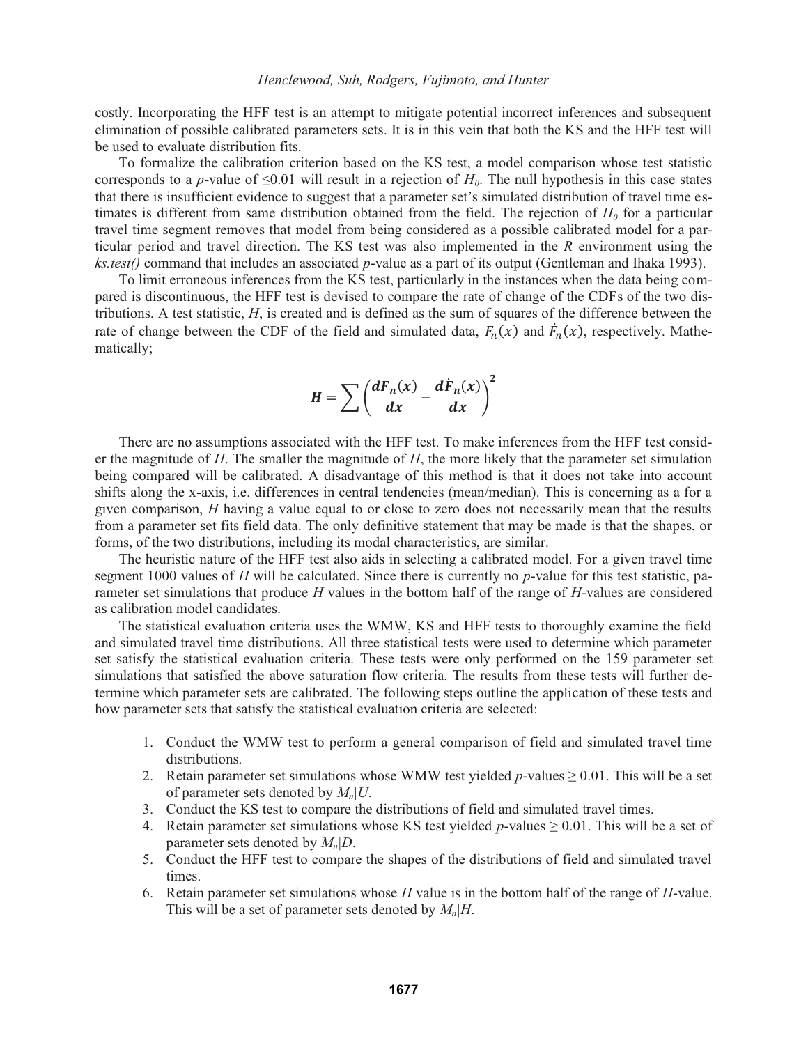costly. Incorporating the HFF test is an attempt to mitigate potential incorrect inferences and subsequent elimination of possible calibrated parameters sets. It is in this vein that both the KS and the HFF test will be used to evaluate distribution fits.

To formalize the calibration criterion based on the KS test, a model comparison whose test statistic corresponds to a *p*-value of $\leq 0.01$ will result in a rejection of $H_0$. The null hypothesis in this case states that there is insufficient evidence to suggest that a parameter set's simulated distribution of travel time estimates is different from same distribution obtained from the field. The rejection of $H_0$ for a particular travel time segment removes that model from being considered as a possible calibrated model for a particular period and travel direction. The KS test was also implemented in the *R* environment using the *ks.test()* command that includes an associated *p*-value as a part of its output (Gentleman and Ihaka 1993).

To limit erroneous inferences from the KS test, particularly in the instances when the data being compared is discontinuous, the HFF test is devised to compare the rate of change of the CDFs of the two distributions. A test statistic, $H$, is created and is defined as the sum of squares of the difference between the rate of change between the CDF of the field and simulated data, $F_n(x)$ and $\dot{F}_n(x)$, respectively. Mathematically;

$$\boldsymbol{H} = \sum \left( \frac{\boldsymbol{dF_n(x)}}{\boldsymbol{dx}} - \frac{\boldsymbol{d\dot{F}_n(x)}}{\boldsymbol{dx}} \right)^{\boldsymbol{2}}$$

There are no assumptions associated with the HFF test. To make inferences from the HFF test consider the magnitude of $H$. The smaller the magnitude of $H$, the more likely that the parameter set simulation being compared will be calibrated. A disadvantage of this method is that it does not take into account shifts along the x-axis, i.e. differences in central tendencies (mean/median). This is concerning as a for a given comparison, $H$ having a value equal to or close to zero does not necessarily mean that the results from a parameter set fits field data. The only definitive statement that may be made is that the shapes, or forms, of the two distributions, including its modal characteristics, are similar.

The heuristic nature of the HFF test also aids in selecting a calibrated model. For a given travel time segment 1000 values of $H$ will be calculated. Since there is currently no *p*-value for this test statistic, parameter set simulations that produce $H$ values in the bottom half of the range of $H$-values are considered as calibration model candidates.

The statistical evaluation criteria uses the WMW, KS and HFF tests to thoroughly examine the field and simulated travel time distributions. All three statistical tests were used to determine which parameter set satisfy the statistical evaluation criteria. These tests were only performed on the 159 parameter set simulations that satisfied the above saturation flow criteria. The results from these tests will further determine which parameter sets are calibrated. The following steps outline the application of these tests and how parameter sets that satisfy the statistical evaluation criteria are selected:

1. Conduct the WMW test to perform a general comparison of field and simulated travel time distributions.
2. Retain parameter set simulations whose WMW test yielded *p*-values $\geq 0.01$. This will be a set of parameter sets denoted by $M_n|U$.
3. Conduct the KS test to compare the distributions of field and simulated travel times.
4. Retain parameter set simulations whose KS test yielded *p*-values $\geq 0.01$. This will be a set of parameter sets denoted by $M_n|D$.
5. Conduct the HFF test to compare the shapes of the distributions of field and simulated travel times.
6. Retain parameter set simulations whose $H$ value is in the bottom half of the range of $H$-value. This will be a set of parameter sets denoted by $M_n|H$.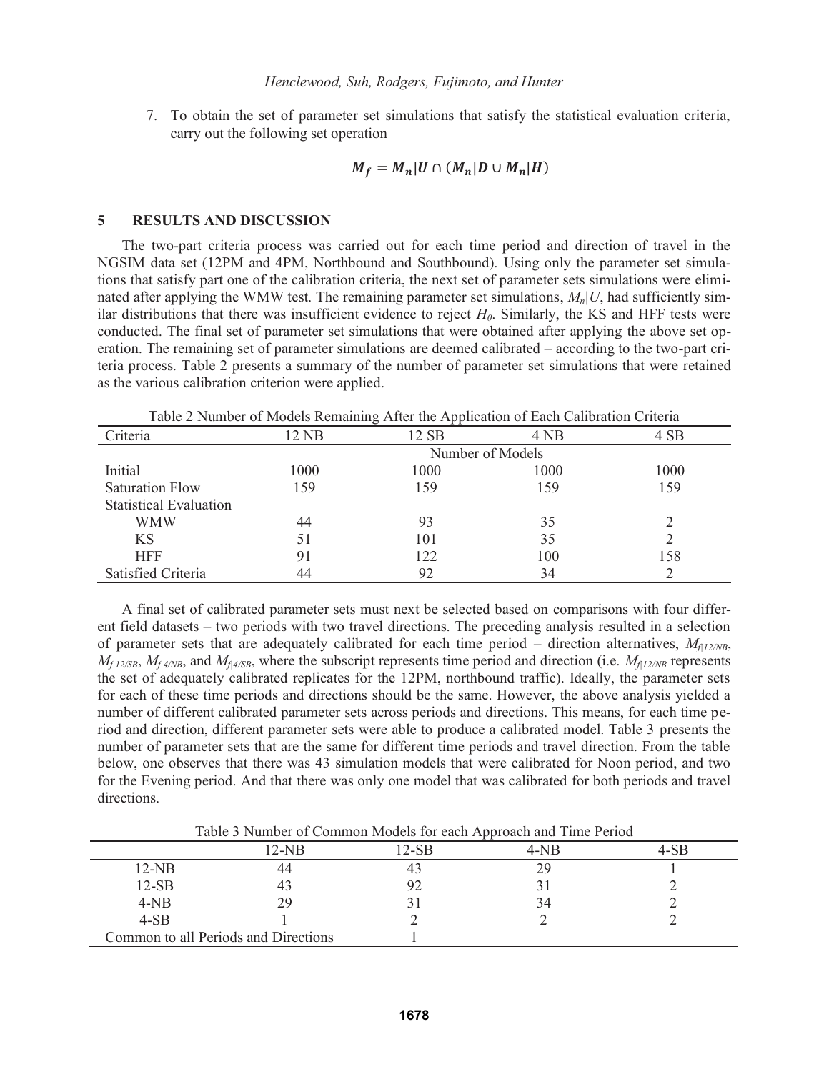7. To obtain the set of parameter set simulations that satisfy the statistical evaluation criteria, carry out the following set operation

$$M_f = M_n|U \cap (M_n|D \cup M_n|H)$$

## 5 RESULTS AND DISCUSSION

The two-part criteria process was carried out for each time period and direction of travel in the NGSIM data set (12PM and 4PM, Northbound and Southbound). Using only the parameter set simulations that satisfy part one of the calibration criteria, the next set of parameter sets simulations were eliminated after applying the WMW test. The remaining parameter set simulations, $M_n|U$, had sufficiently similar distributions that there was insufficient evidence to reject $H_0$. Similarly, the KS and HFF tests were conducted. The final set of parameter set simulations that were obtained after applying the above set operation. The remaining set of parameter simulations are deemed calibrated – according to the two-part criteria process. Table 2 presents a summary of the number of parameter set simulations that were retained as the various calibration criterion were applied.

Table 2 Number of Models Remaining After the Application of Each Calibration Criteria

| Criteria | 12 NB | 12 SB | 4 NB | 4 SB |
|---|---|---|---|---|
| | Number of Models | | | |
| Initial | 1000 | 1000 | 1000 | 1000 |
| Saturation Flow | 159 | 159 | 159 | 159 |
| Statistical Evaluation | | | | |
| WMW | 44 | 93 | 35 | 2 |
| KS | 51 | 101 | 35 | 2 |
| HFF | 91 | 122 | 100 | 158 |
| Satisfied Criteria | 44 | 92 | 34 | 2 |

A final set of calibrated parameter sets must next be selected based on comparisons with four different field datasets – two periods with two travel directions. The preceding analysis resulted in a selection of parameter sets that are adequately calibrated for each time period – direction alternatives, $M_{f|12/NB}$, $M_{f|12/SB}$, $M_{f|4/NB}$, and $M_{f|4/SB}$, where the subscript represents time period and direction (i.e. $M_{f|12/NB}$ represents the set of adequately calibrated replicates for the 12PM, northbound traffic). Ideally, the parameter sets for each of these time periods and directions should be the same. However, the above analysis yielded a number of different calibrated parameter sets across periods and directions. This means, for each time period and direction, different parameter sets were able to produce a calibrated model. Table 3 presents the number of parameter sets that are the same for different time periods and travel direction. From the table below, one observes that there was 43 simulation models that were calibrated for Noon period, and two for the Evening period. And that there was only one model that was calibrated for both periods and travel directions.

Table 3 Number of Common Models for each Approach and Time Period

| | 12-NB | 12-SB | 4-NB | 4-SB |
|---|---|---|---|---|
| 12-NB | 44 | 43 | 29 | 1 |
| 12-SB | 43 | 92 | 31 | 2 |
| 4-NB | 29 | 31 | 34 | 2 |
| 4-SB | 1 | 2 | 2 | 2 |
| Common to all Periods and Directions | | 1 | | |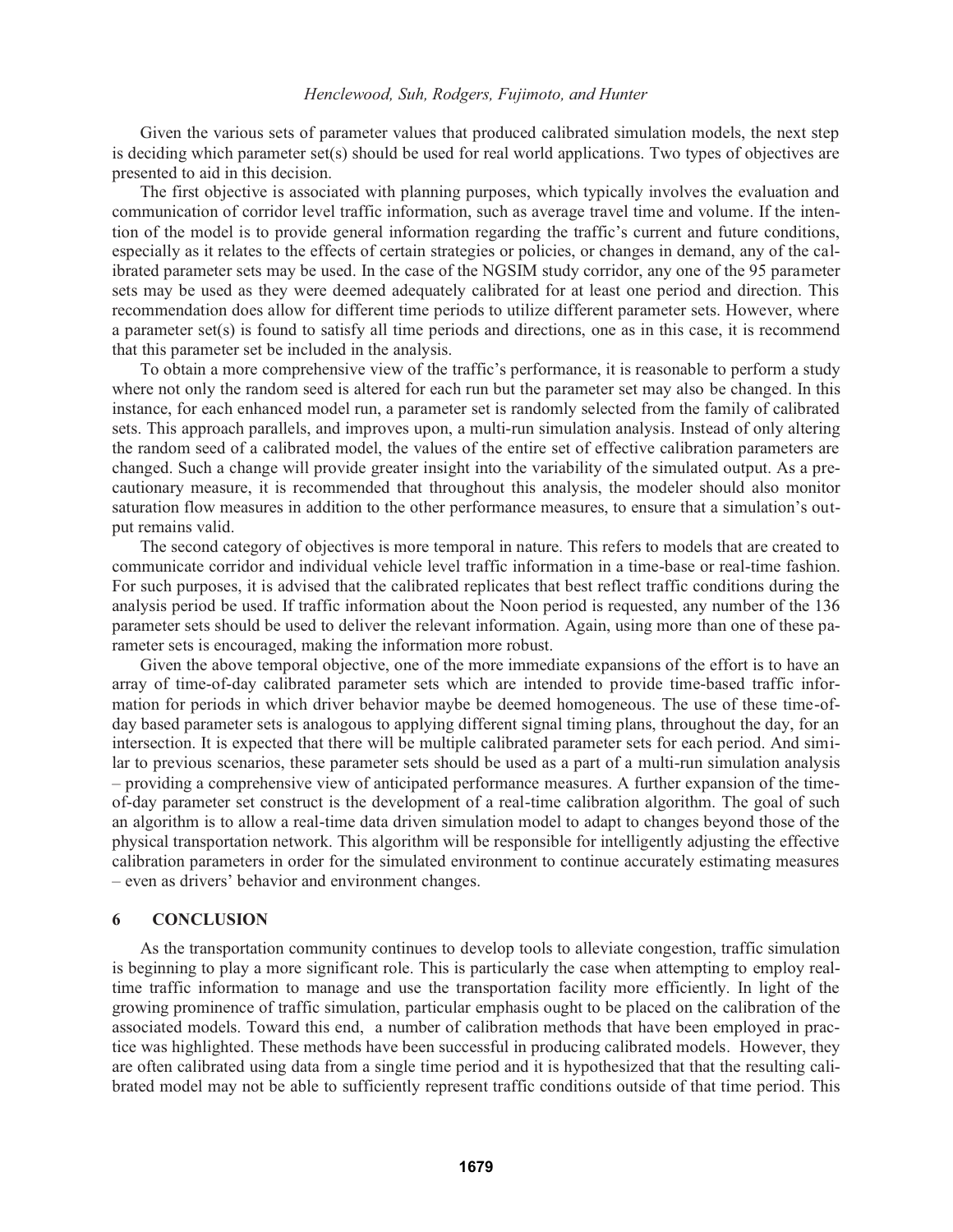Given the various sets of parameter values that produced calibrated simulation models, the next step is deciding which parameter set(s) should be used for real world applications. Two types of objectives are presented to aid in this decision.

The first objective is associated with planning purposes, which typically involves the evaluation and communication of corridor level traffic information, such as average travel time and volume. If the intention of the model is to provide general information regarding the traffic's current and future conditions, especially as it relates to the effects of certain strategies or policies, or changes in demand, any of the calibrated parameter sets may be used. In the case of the NGSIM study corridor, any one of the 95 parameter sets may be used as they were deemed adequately calibrated for at least one period and direction. This recommendation does allow for different time periods to utilize different parameter sets. However, where a parameter set(s) is found to satisfy all time periods and directions, one as in this case, it is recommend that this parameter set be included in the analysis.

To obtain a more comprehensive view of the traffic's performance, it is reasonable to perform a study where not only the random seed is altered for each run but the parameter set may also be changed. In this instance, for each enhanced model run, a parameter set is randomly selected from the family of calibrated sets. This approach parallels, and improves upon, a multi-run simulation analysis. Instead of only altering the random seed of a calibrated model, the values of the entire set of effective calibration parameters are changed. Such a change will provide greater insight into the variability of the simulated output. As a precautionary measure, it is recommended that throughout this analysis, the modeler should also monitor saturation flow measures in addition to the other performance measures, to ensure that a simulation's output remains valid.

The second category of objectives is more temporal in nature. This refers to models that are created to communicate corridor and individual vehicle level traffic information in a time-base or real-time fashion. For such purposes, it is advised that the calibrated replicates that best reflect traffic conditions during the analysis period be used. If traffic information about the Noon period is requested, any number of the 136 parameter sets should be used to deliver the relevant information. Again, using more than one of these parameter sets is encouraged, making the information more robust.

Given the above temporal objective, one of the more immediate expansions of the effort is to have an array of time-of-day calibrated parameter sets which are intended to provide time-based traffic information for periods in which driver behavior maybe be deemed homogeneous. The use of these time-of-day based parameter sets is analogous to applying different signal timing plans, throughout the day, for an intersection. It is expected that there will be multiple calibrated parameter sets for each period. And similar to previous scenarios, these parameter sets should be used as a part of a multi-run simulation analysis – providing a comprehensive view of anticipated performance measures. A further expansion of the time-of-day parameter set construct is the development of a real-time calibration algorithm. The goal of such an algorithm is to allow a real-time data driven simulation model to adapt to changes beyond those of the physical transportation network. This algorithm will be responsible for intelligently adjusting the effective calibration parameters in order for the simulated environment to continue accurately estimating measures – even as drivers' behavior and environment changes.

## 6 CONCLUSION

As the transportation community continues to develop tools to alleviate congestion, traffic simulation is beginning to play a more significant role. This is particularly the case when attempting to employ real-time traffic information to manage and use the transportation facility more efficiently. In light of the growing prominence of traffic simulation, particular emphasis ought to be placed on the calibration of the associated models. Toward this end, a number of calibration methods that have been employed in practice was highlighted. These methods have been successful in producing calibrated models. However, they are often calibrated using data from a single time period and it is hypothesized that that the resulting calibrated model may not be able to sufficiently represent traffic conditions outside of that time period. This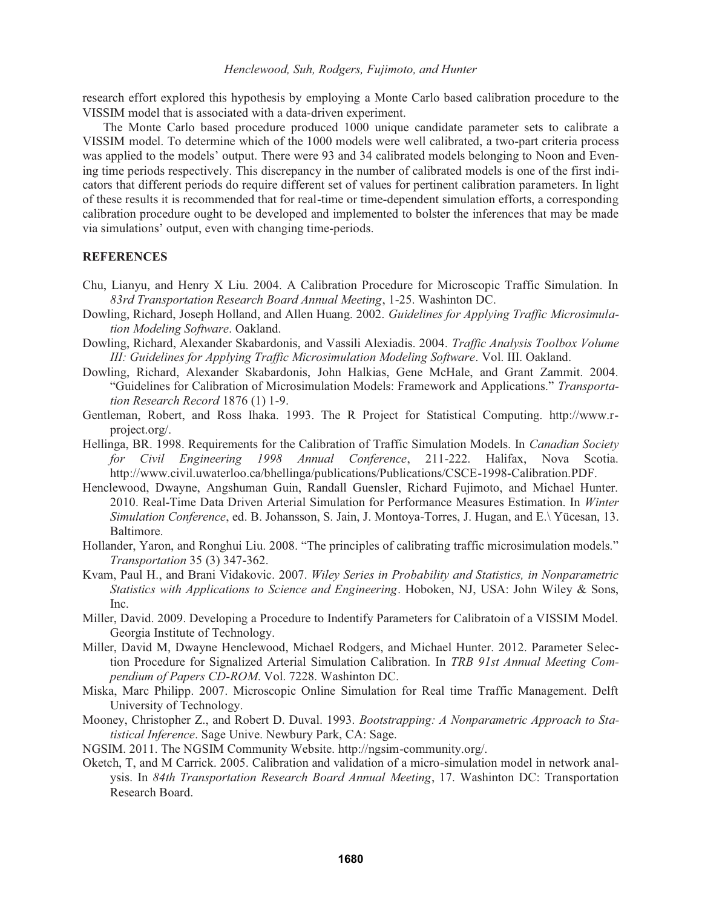research effort explored this hypothesis by employing a Monte Carlo based calibration procedure to the VISSIM model that is associated with a data-driven experiment.

The Monte Carlo based procedure produced 1000 unique candidate parameter sets to calibrate a VISSIM model. To determine which of the 1000 models were well calibrated, a two-part criteria process was applied to the models' output. There were 93 and 34 calibrated models belonging to Noon and Evening time periods respectively. This discrepancy in the number of calibrated models is one of the first indicators that different periods do require different set of values for pertinent calibration parameters. In light of these results it is recommended that for real-time or time-dependent simulation efforts, a corresponding calibration procedure ought to be developed and implemented to bolster the inferences that may be made via simulations' output, even with changing time-periods.

## REFERENCES

Chu, Lianyu, and Henry X Liu. 2004. A Calibration Procedure for Microscopic Traffic Simulation. In *83rd Transportation Research Board Annual Meeting*, 1-25. Washinton DC.

Dowling, Richard, Joseph Holland, and Allen Huang. 2002. *Guidelines for Applying Traffic Microsimulation Modeling Software*. Oakland.

Dowling, Richard, Alexander Skabardonis, and Vassili Alexiadis. 2004. *Traffic Analysis Toolbox Volume III: Guidelines for Applying Traffic Microsimulation Modeling Software*. Vol. III. Oakland.

Dowling, Richard, Alexander Skabardonis, John Halkias, Gene McHale, and Grant Zammit. 2004. "Guidelines for Calibration of Microsimulation Models: Framework and Applications." *Transportation Research Record* 1876 (1) 1-9.

Gentleman, Robert, and Ross Ihaka. 1993. The R Project for Statistical Computing. http://www.r-project.org/.

Hellinga, BR. 1998. Requirements for the Calibration of Traffic Simulation Models. In *Canadian Society for Civil Engineering 1998 Annual Conference*, 211-222. Halifax, Nova Scotia. http://www.civil.uwaterloo.ca/bhellinga/publications/Publications/CSCE-1998-Calibration.PDF.

Henclewood, Dwayne, Angshuman Guin, Randall Guensler, Richard Fujimoto, and Michael Hunter. 2010. Real-Time Data Driven Arterial Simulation for Performance Measures Estimation. In *Winter Simulation Conference*, ed. B. Johansson, S. Jain, J. Montoya-Torres, J. Hugan, and E.\ Yücesan, 13. Baltimore.

Hollander, Yaron, and Ronghui Liu. 2008. "The principles of calibrating traffic microsimulation models." *Transportation* 35 (3) 347-362.

Kvam, Paul H., and Brani Vidakovic. 2007. *Wiley Series in Probability and Statistics, in Nonparametric Statistics with Applications to Science and Engineering*. Hoboken, NJ, USA: John Wiley & Sons, Inc.

Miller, David. 2009. Developing a Procedure to Indentify Parameters for Calibratoin of a VISSIM Model. Georgia Institute of Technology.

Miller, David M, Dwayne Henclewood, Michael Rodgers, and Michael Hunter. 2012. Parameter Selection Procedure for Signalized Arterial Simulation Calibration. In *TRB 91st Annual Meeting Compendium of Papers CD-ROM*. Vol. 7228. Washinton DC.

Miska, Marc Philipp. 2007. Microscopic Online Simulation for Real time Traffic Management. Delft University of Technology.

Mooney, Christopher Z., and Robert D. Duval. 1993. *Bootstrapping: A Nonparametric Approach to Statistical Inference*. Sage Unive. Newbury Park, CA: Sage.

NGSIM. 2011. The NGSIM Community Website. http://ngsim-community.org/.

Oketch, T, and M Carrick. 2005. Calibration and validation of a micro-simulation model in network analysis. In *84th Transportation Research Board Annual Meeting*, 17. Washinton DC: Transportation Research Board.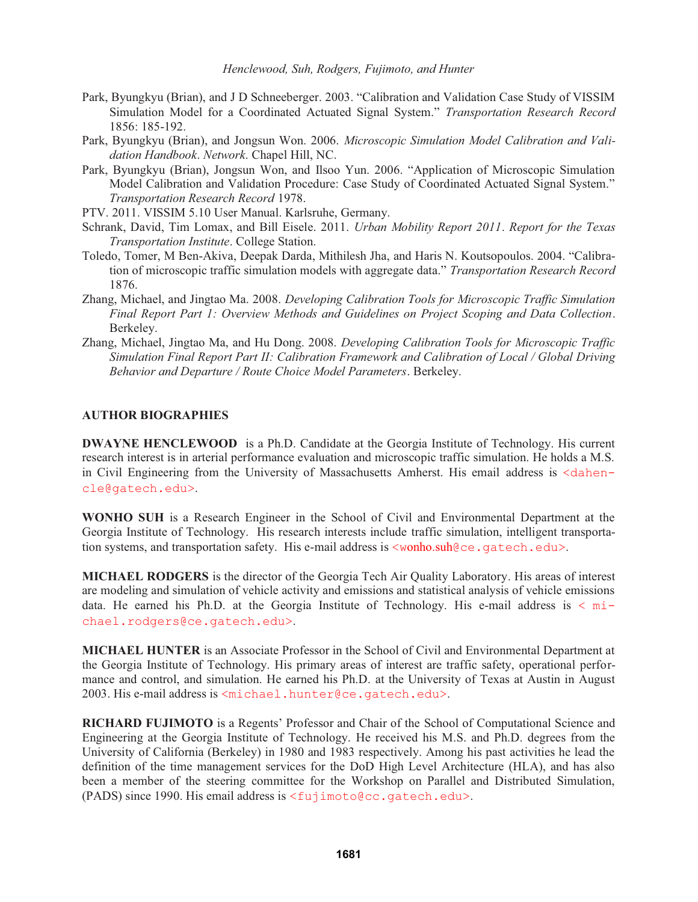Park, Byungkyu (Brian), and J D Schneeberger. 2003. "Calibration and Validation Case Study of VISSIM Simulation Model for a Coordinated Actuated Signal System." *Transportation Research Record* 1856: 185-192.

Park, Byungkyu (Brian), and Jongsun Won. 2006. *Microscopic Simulation Model Calibration and Validation Handbook*. *Network*. Chapel Hill, NC.

Park, Byungkyu (Brian), Jongsun Won, and Ilsoo Yun. 2006. "Application of Microscopic Simulation Model Calibration and Validation Procedure: Case Study of Coordinated Actuated Signal System." *Transportation Research Record* 1978.

PTV. 2011. VISSIM 5.10 User Manual. Karlsruhe, Germany.

Schrank, David, Tim Lomax, and Bill Eisele. 2011. *Urban Mobility Report 2011*. *Report for the Texas Transportation Institute*. College Station.

Toledo, Tomer, M Ben-Akiva, Deepak Darda, Mithilesh Jha, and Haris N. Koutsopoulos. 2004. "Calibration of microscopic traffic simulation models with aggregate data." *Transportation Research Record* 1876.

Zhang, Michael, and Jingtao Ma. 2008. *Developing Calibration Tools for Microscopic Traffic Simulation Final Report Part 1: Overview Methods and Guidelines on Project Scoping and Data Collection*. Berkeley.

Zhang, Michael, Jingtao Ma, and Hu Dong. 2008. *Developing Calibration Tools for Microscopic Traffic Simulation Final Report Part II: Calibration Framework and Calibration of Local / Global Driving Behavior and Departure / Route Choice Model Parameters*. Berkeley.

## AUTHOR BIOGRAPHIES

**DWAYNE HENCLEWOOD** is a Ph.D. Candidate at the Georgia Institute of Technology. His current research interest is in arterial performance evaluation and microscopic traffic simulation. He holds a M.S. in Civil Engineering from the University of Massachusetts Amherst. His email address is <dahencle@gatech.edu>.

**WONHO SUH** is a Research Engineer in the School of Civil and Environmental Department at the Georgia Institute of Technology. His research interests include traffic simulation, intelligent transportation systems, and transportation safety. His e-mail address is <wonho.suh@ce.gatech.edu>.

**MICHAEL RODGERS** is the director of the Georgia Tech Air Quality Laboratory. His areas of interest are modeling and simulation of vehicle activity and emissions and statistical analysis of vehicle emissions data. He earned his Ph.D. at the Georgia Institute of Technology. His e-mail address is < michael.rodgers@ce.gatech.edu>.

**MICHAEL HUNTER** is an Associate Professor in the School of Civil and Environmental Department at the Georgia Institute of Technology. His primary areas of interest are traffic safety, operational performance and control, and simulation. He earned his Ph.D. at the University of Texas at Austin in August 2003. His e-mail address is <michael.hunter@ce.gatech.edu>.

**RICHARD FUJIMOTO** is a Regents' Professor and Chair of the School of Computational Science and Engineering at the Georgia Institute of Technology. He received his M.S. and Ph.D. degrees from the University of California (Berkeley) in 1980 and 1983 respectively. Among his past activities he lead the definition of the time management services for the DoD High Level Architecture (HLA), and has also been a member of the steering committee for the Workshop on Parallel and Distributed Simulation, (PADS) since 1990. His email address is <fujimoto@cc.gatech.edu>.